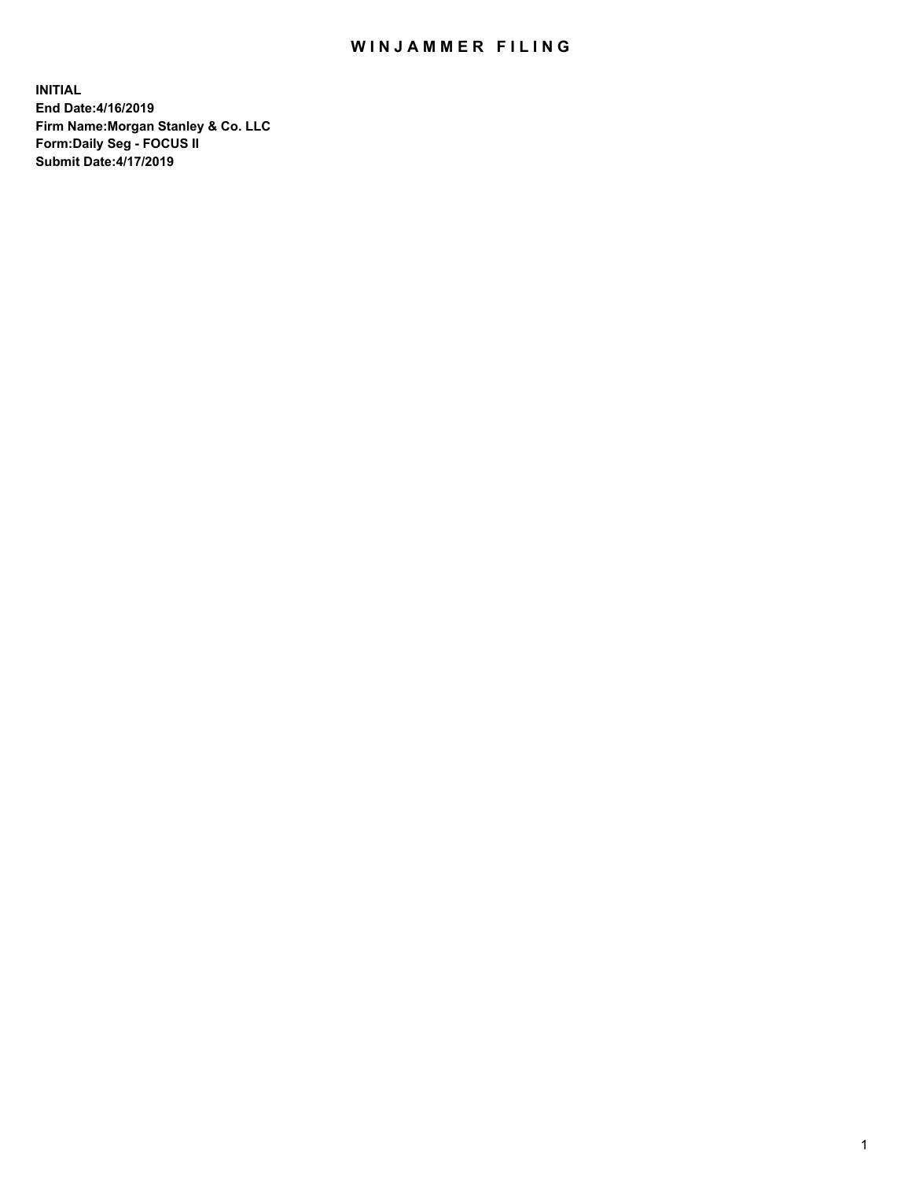# WINJAMMER FILING

**INITIAL**
**End Date:4/16/2019**
**Firm Name:Morgan Stanley & Co. LLC**
**Form:Daily Seg - FOCUS II**
**Submit Date:4/17/2019**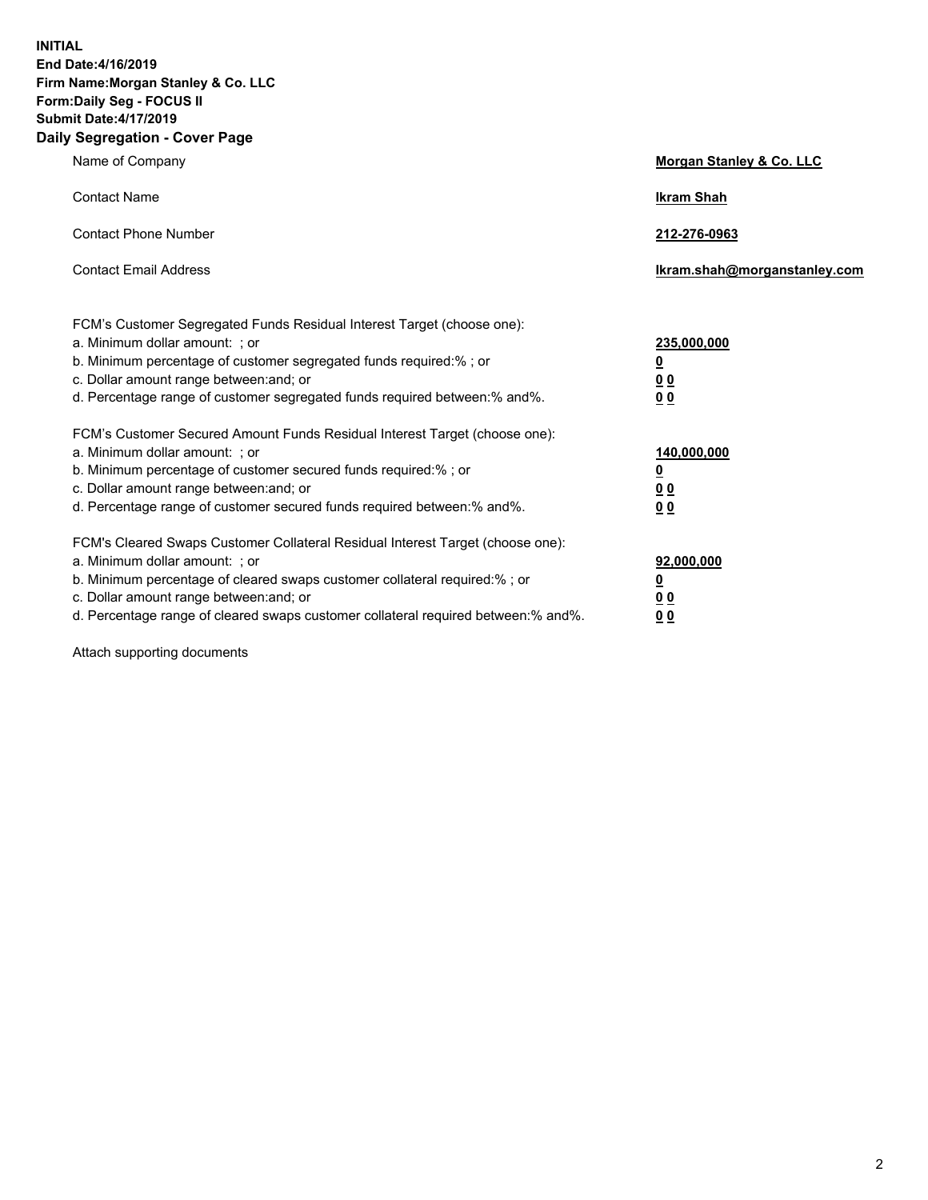**INITIAL**
**End Date:4/16/2019**
**Firm Name:Morgan Stanley & Co. LLC**
**Form:Daily Seg - FOCUS II**
**Submit Date:4/17/2019**
**Daily Segregation - Cover Page**

| | |
|---|---|
| Name of Company | **Morgan Stanley & Co. LLC** |
| Contact Name | **Ikram Shah** |
| Contact Phone Number | **212-276-0963** |
| Contact Email Address | **Ikram.shah@morganstanley.com** |

FCM's Customer Segregated Funds Residual Interest Target (choose one):

| | |
|---|---|
| a. Minimum dollar amount: ; or | **235,000,000** |
| b. Minimum percentage of customer segregated funds required:% ; or | **0** |
| c. Dollar amount range between:and; or | **0 0** |
| d. Percentage range of customer segregated funds required between:% and%. | **0 0** |

FCM's Customer Secured Amount Funds Residual Interest Target (choose one):

| | |
|---|---|
| a. Minimum dollar amount: ; or | **140,000,000** |
| b. Minimum percentage of customer secured funds required:% ; or | **0** |
| c. Dollar amount range between:and; or | **0 0** |
| d. Percentage range of customer secured funds required between:% and%. | **0 0** |

FCM's Cleared Swaps Customer Collateral Residual Interest Target (choose one):

| | |
|---|---|
| a. Minimum dollar amount: ; or | **92,000,000** |
| b. Minimum percentage of cleared swaps customer collateral required:% ; or | **0** |
| c. Dollar amount range between:and; or | **0 0** |
| d. Percentage range of cleared swaps customer collateral required between:% and%. | **0 0** |

Attach supporting documents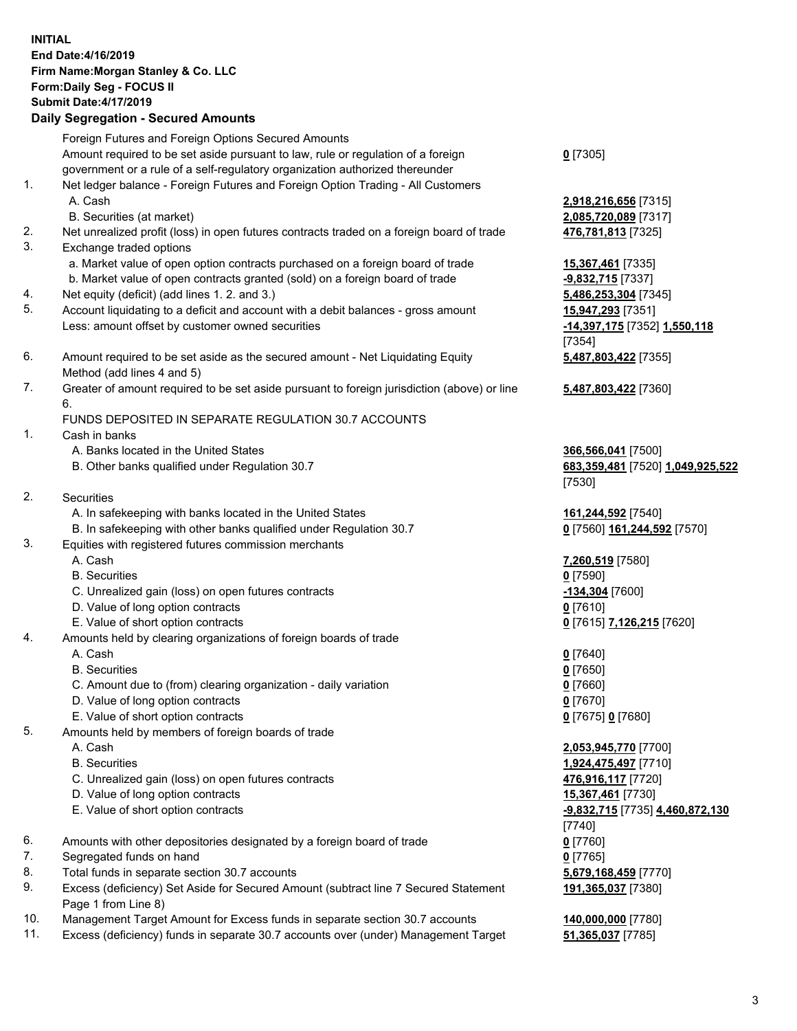**INITIAL**
**End Date:4/16/2019**
**Firm Name:Morgan Stanley & Co. LLC**
**Form:Daily Seg - FOCUS II**
**Submit Date:4/17/2019**

## Daily Segregation - Secured Amounts

| | | |
|---|---|---|
| | Foreign Futures and Foreign Options Secured Amounts | |
| | Amount required to be set aside pursuant to law, rule or regulation of a foreign government or a rule of a self-regulatory organization authorized thereunder | **0** [7305] |
| 1. | Net ledger balance - Foreign Futures and Foreign Option Trading - All Customers | |
| | A. Cash | **2,918,216,656** [7315] |
| | B. Securities (at market) | **2,085,720,089** [7317] |
| 2. | Net unrealized profit (loss) in open futures contracts traded on a foreign board of trade | **476,781,813** [7325] |
| 3. | Exchange traded options | |
| | a. Market value of open option contracts purchased on a foreign board of trade | **15,367,461** [7335] |
| | b. Market value of open contracts granted (sold) on a foreign board of trade | **-9,832,715** [7337] |
| 4. | Net equity (deficit) (add lines 1. 2. and 3.) | **5,486,253,304** [7345] |
| 5. | Account liquidating to a deficit and account with a debit balances - gross amount | **15,947,293** [7351] |
| | Less: amount offset by customer owned securities | **-14,397,175** [7352] **1,550,118** [7354] |
| 6. | Amount required to be set aside as the secured amount - Net Liquidating Equity Method (add lines 4 and 5) | **5,487,803,422** [7355] |
| 7. | Greater of amount required to be set aside pursuant to foreign jurisdiction (above) or line 6. | **5,487,803,422** [7360] |
| | FUNDS DEPOSITED IN SEPARATE REGULATION 30.7 ACCOUNTS | |
| 1. | Cash in banks | |
| | A. Banks located in the United States | **366,566,041** [7500] |
| | B. Other banks qualified under Regulation 30.7 | **683,359,481** [7520] **1,049,925,522** [7530] |
| 2. | Securities | |
| | A. In safekeeping with banks located in the United States | **161,244,592** [7540] |
| | B. In safekeeping with other banks qualified under Regulation 30.7 | **0** [7560] **161,244,592** [7570] |
| 3. | Equities with registered futures commission merchants | |
| | A. Cash | **7,260,519** [7580] |
| | B. Securities | **0** [7590] |
| | C. Unrealized gain (loss) on open futures contracts | **-134,304** [7600] |
| | D. Value of long option contracts | **0** [7610] |
| | E. Value of short option contracts | **0** [7615] **7,126,215** [7620] |
| 4. | Amounts held by clearing organizations of foreign boards of trade | |
| | A. Cash | **0** [7640] |
| | B. Securities | **0** [7650] |
| | C. Amount due to (from) clearing organization - daily variation | **0** [7660] |
| | D. Value of long option contracts | **0** [7670] |
| | E. Value of short option contracts | **0** [7675] **0** [7680] |
| 5. | Amounts held by members of foreign boards of trade | |
| | A. Cash | **2,053,945,770** [7700] |
| | B. Securities | **1,924,475,497** [7710] |
| | C. Unrealized gain (loss) on open futures contracts | **476,916,117** [7720] |
| | D. Value of long option contracts | **15,367,461** [7730] |
| | E. Value of short option contracts | **-9,832,715** [7735] **4,460,872,130** [7740] |
| 6. | Amounts with other depositories designated by a foreign board of trade | **0** [7760] |
| 7. | Segregated funds on hand | **0** [7765] |
| 8. | Total funds in separate section 30.7 accounts | **5,679,168,459** [7770] |
| 9. | Excess (deficiency) Set Aside for Secured Amount (subtract line 7 Secured Statement Page 1 from Line 8) | **191,365,037** [7380] |
| 10. | Management Target Amount for Excess funds in separate section 30.7 accounts | **140,000,000** [7780] |
| 11. | Excess (deficiency) funds in separate 30.7 accounts over (under) Management Target | **51,365,037** [7785] |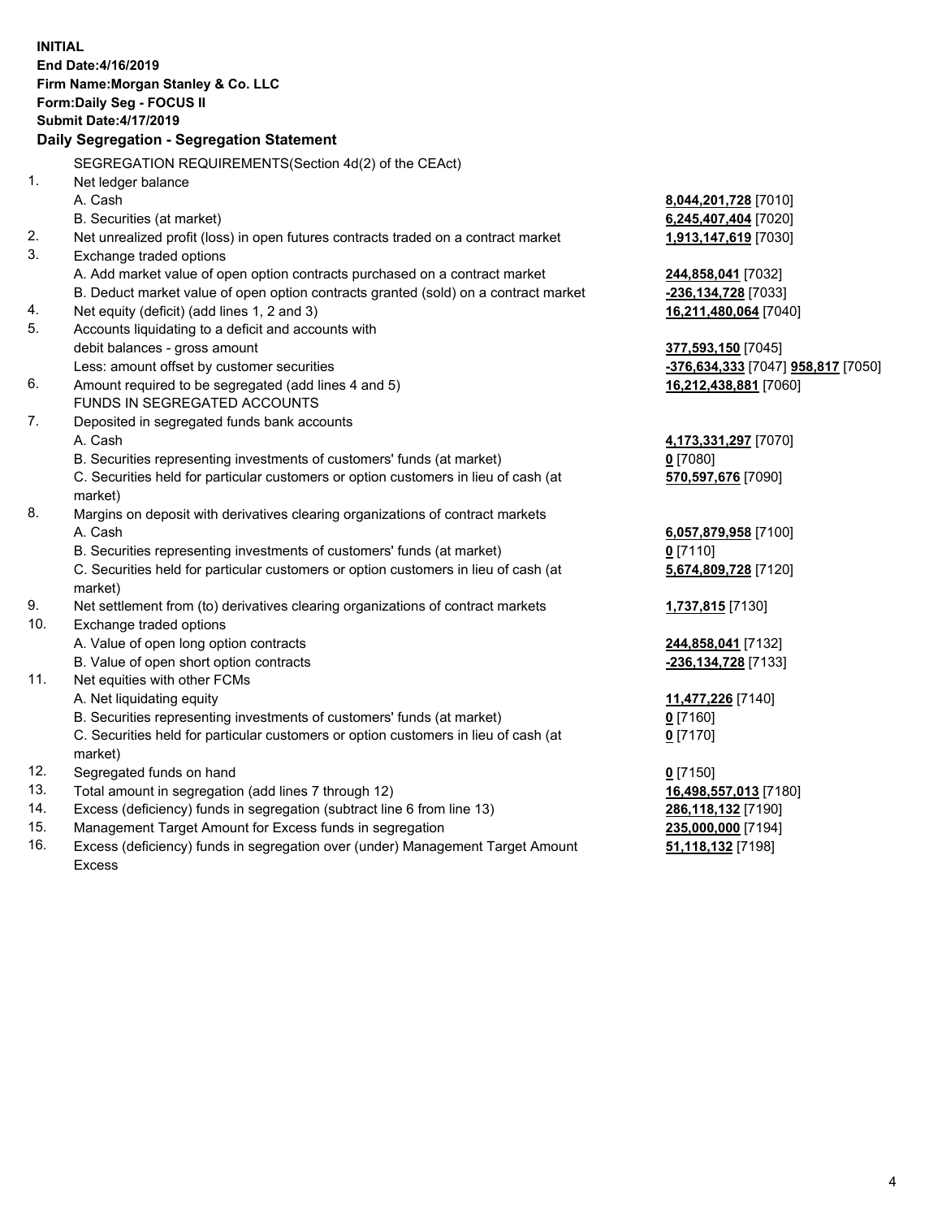**INITIAL**
**End Date:4/16/2019**
**Firm Name:Morgan Stanley & Co. LLC**
**Form:Daily Seg - FOCUS II**
**Submit Date:4/17/2019**

**Daily Segregation - Segregation Statement**

| | | |
|---|---|---|
| | SEGREGATION REQUIREMENTS(Section 4d(2) of the CEAct) | |
| 1. | Net ledger balance | |
| | A. Cash | **8,044,201,728** [7010] |
| | B. Securities (at market) | **6,245,407,404** [7020] |
| 2. | Net unrealized profit (loss) in open futures contracts traded on a contract market | **1,913,147,619** [7030] |
| 3. | Exchange traded options | |
| | A. Add market value of open option contracts purchased on a contract market | **244,858,041** [7032] |
| | B. Deduct market value of open option contracts granted (sold) on a contract market | **-236,134,728** [7033] |
| 4. | Net equity (deficit) (add lines 1, 2 and 3) | **16,211,480,064** [7040] |
| 5. | Accounts liquidating to a deficit and accounts with | |
| | debit balances - gross amount | **377,593,150** [7045] |
| | Less: amount offset by customer securities | **-376,634,333** [7047] **958,817** [7050] |
| 6. | Amount required to be segregated (add lines 4 and 5) | **16,212,438,881** [7060] |
| | FUNDS IN SEGREGATED ACCOUNTS | |
| 7. | Deposited in segregated funds bank accounts | |
| | A. Cash | **4,173,331,297** [7070] |
| | B. Securities representing investments of customers' funds (at market) | **0** [7080] |
| | C. Securities held for particular customers or option customers in lieu of cash (at market) | **570,597,676** [7090] |
| 8. | Margins on deposit with derivatives clearing organizations of contract markets | |
| | A. Cash | **6,057,879,958** [7100] |
| | B. Securities representing investments of customers' funds (at market) | **0** [7110] |
| | C. Securities held for particular customers or option customers in lieu of cash (at market) | **5,674,809,728** [7120] |
| 9. | Net settlement from (to) derivatives clearing organizations of contract markets | **1,737,815** [7130] |
| 10. | Exchange traded options | |
| | A. Value of open long option contracts | **244,858,041** [7132] |
| | B. Value of open short option contracts | **-236,134,728** [7133] |
| 11. | Net equities with other FCMs | |
| | A. Net liquidating equity | **11,477,226** [7140] |
| | B. Securities representing investments of customers' funds (at market) | **0** [7160] |
| | C. Securities held for particular customers or option customers in lieu of cash (at market) | **0** [7170] |
| 12. | Segregated funds on hand | **0** [7150] |
| 13. | Total amount in segregation (add lines 7 through 12) | **16,498,557,013** [7180] |
| 14. | Excess (deficiency) funds in segregation (subtract line 6 from line 13) | **286,118,132** [7190] |
| 15. | Management Target Amount for Excess funds in segregation | **235,000,000** [7194] |
| 16. | Excess (deficiency) funds in segregation over (under) Management Target Amount Excess | **51,118,132** [7198] |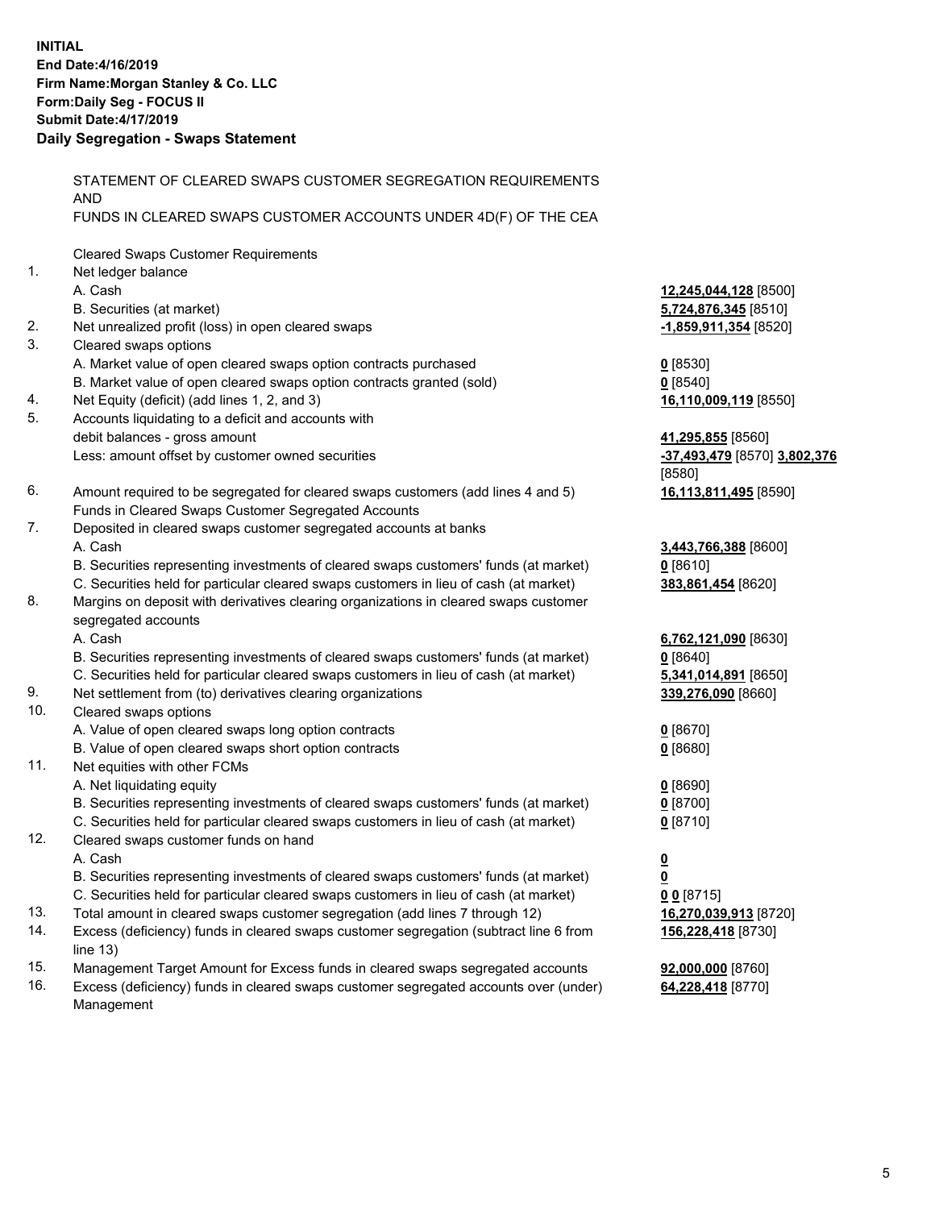**INITIAL**
**End Date:4/16/2019**
**Firm Name:Morgan Stanley & Co. LLC**
**Form:Daily Seg - FOCUS II**
**Submit Date:4/17/2019**
**Daily Segregation - Swaps Statement**

STATEMENT OF CLEARED SWAPS CUSTOMER SEGREGATION REQUIREMENTS AND FUNDS IN CLEARED SWAPS CUSTOMER ACCOUNTS UNDER 4D(F) OF THE CEA

| | | |
|---|---|---|
| | Cleared Swaps Customer Requirements | |
| 1. | Net ledger balance | |
| | A. Cash | **12,245,044,128** [8500] |
| | B. Securities (at market) | **5,724,876,345** [8510] |
| 2. | Net unrealized profit (loss) in open cleared swaps | **-1,859,911,354** [8520] |
| 3. | Cleared swaps options | |
| | A. Market value of open cleared swaps option contracts purchased | **0** [8530] |
| | B. Market value of open cleared swaps option contracts granted (sold) | **0** [8540] |
| 4. | Net Equity (deficit) (add lines 1, 2, and 3) | **16,110,009,119** [8550] |
| 5. | Accounts liquidating to a deficit and accounts with debit balances - gross amount | **41,295,855** [8560] |
| | Less: amount offset by customer owned securities | **-37,493,479** [8570] **3,802,376** [8580] |
| 6. | Amount required to be segregated for cleared swaps customers (add lines 4 and 5) | **16,113,811,495** [8590] |
| | Funds in Cleared Swaps Customer Segregated Accounts | |
| 7. | Deposited in cleared swaps customer segregated accounts at banks | |
| | A. Cash | **3,443,766,388** [8600] |
| | B. Securities representing investments of cleared swaps customers' funds (at market) | **0** [8610] |
| | C. Securities held for particular cleared swaps customers in lieu of cash (at market) | **383,861,454** [8620] |
| 8. | Margins on deposit with derivatives clearing organizations in cleared swaps customer segregated accounts | |
| | A. Cash | **6,762,121,090** [8630] |
| | B. Securities representing investments of cleared swaps customers' funds (at market) | **0** [8640] |
| | C. Securities held for particular cleared swaps customers in lieu of cash (at market) | **5,341,014,891** [8650] |
| 9. | Net settlement from (to) derivatives clearing organizations | **339,276,090** [8660] |
| 10. | Cleared swaps options | |
| | A. Value of open cleared swaps long option contracts | **0** [8670] |
| | B. Value of open cleared swaps short option contracts | **0** [8680] |
| 11. | Net equities with other FCMs | |
| | A. Net liquidating equity | **0** [8690] |
| | B. Securities representing investments of cleared swaps customers' funds (at market) | **0** [8700] |
| | C. Securities held for particular cleared swaps customers in lieu of cash (at market) | **0** [8710] |
| 12. | Cleared swaps customer funds on hand | |
| | A. Cash | **0** |
| | B. Securities representing investments of cleared swaps customers' funds (at market) | **0** |
| | C. Securities held for particular cleared swaps customers in lieu of cash (at market) | **0** **0** [8715] |
| 13. | Total amount in cleared swaps customer segregation (add lines 7 through 12) | **16,270,039,913** [8720] |
| 14. | Excess (deficiency) funds in cleared swaps customer segregation (subtract line 6 from line 13) | **156,228,418** [8730] |
| 15. | Management Target Amount for Excess funds in cleared swaps segregated accounts | **92,000,000** [8760] |
| 16. | Excess (deficiency) funds in cleared swaps customer segregated accounts over (under) Management | **64,228,418** [8770] |